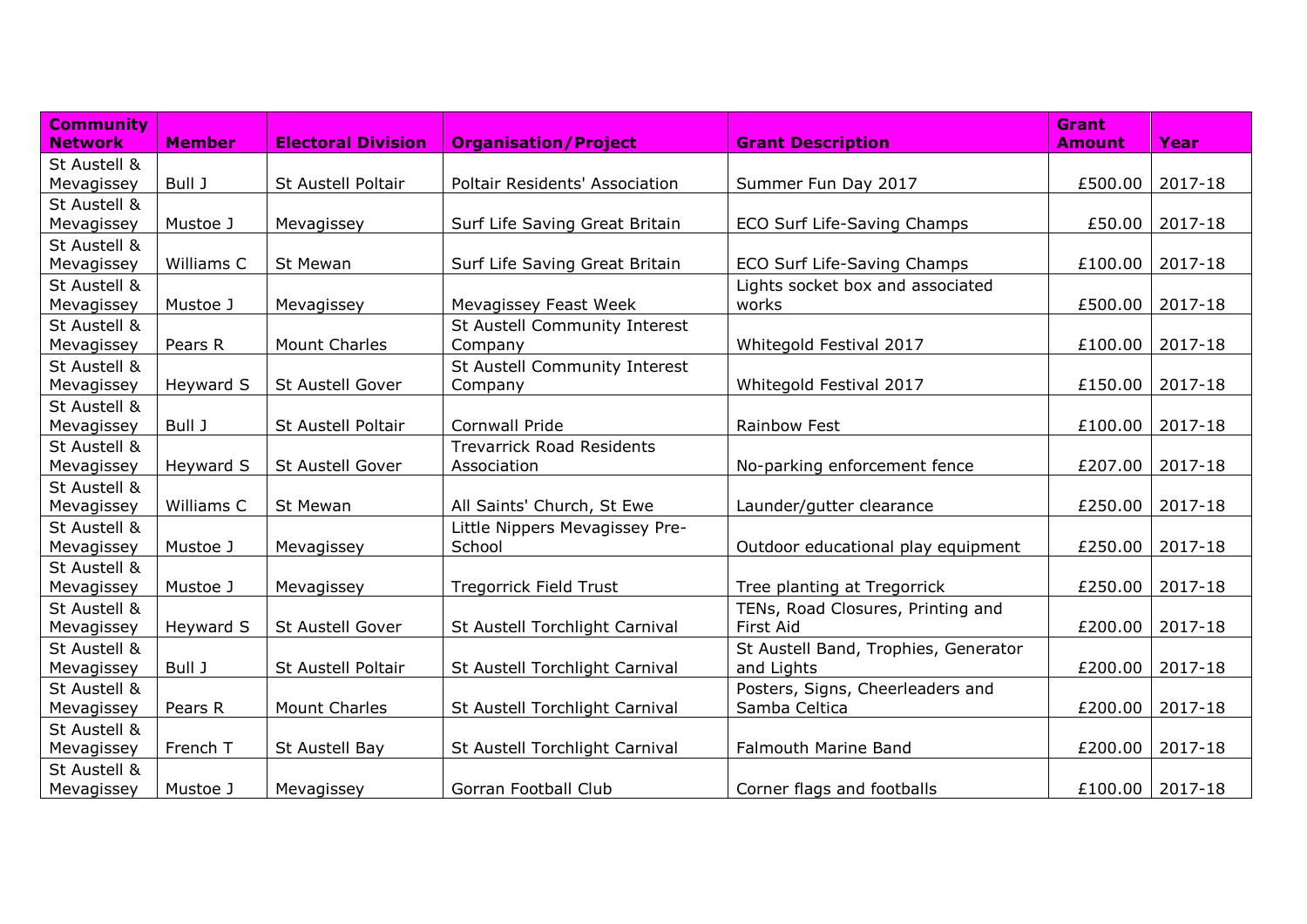| Community Network | Member | Electoral Division | Organisation/Project | Grant Description | Grant Amount | Year |
|---|---|---|---|---|---|---|
| St Austell & Mevagissey | Bull J | St Austell Poltair | Poltair Residents' Association | Summer Fun Day 2017 | £500.00 | 2017-18 |
| St Austell & Mevagissey | Mustoe J | Mevagissey | Surf Life Saving Great Britain | ECO Surf Life-Saving Champs | £50.00 | 2017-18 |
| St Austell & Mevagissey | Williams C | St Mewan | Surf Life Saving Great Britain | ECO Surf Life-Saving Champs | £100.00 | 2017-18 |
| St Austell & Mevagissey | Mustoe J | Mevagissey | Mevagissey Feast Week | Lights socket box and associated works | £500.00 | 2017-18 |
| St Austell & Mevagissey | Pears R | Mount Charles | St Austell Community Interest Company | Whitegold Festival 2017 | £100.00 | 2017-18 |
| St Austell & Mevagissey | Heyward S | St Austell Gover | St Austell Community Interest Company | Whitegold Festival 2017 | £150.00 | 2017-18 |
| St Austell & Mevagissey | Bull J | St Austell Poltair | Cornwall Pride | Rainbow Fest | £100.00 | 2017-18 |
| St Austell & Mevagissey | Heyward S | St Austell Gover | Trevarrick Road Residents Association | No-parking enforcement fence | £207.00 | 2017-18 |
| St Austell & Mevagissey | Williams C | St Mewan | All Saints' Church, St Ewe | Launder/gutter clearance | £250.00 | 2017-18 |
| St Austell & Mevagissey | Mustoe J | Mevagissey | Little Nippers Mevagissey Pre-School | Outdoor educational play equipment | £250.00 | 2017-18 |
| St Austell & Mevagissey | Mustoe J | Mevagissey | Tregorrick Field Trust | Tree planting at Tregorrick | £250.00 | 2017-18 |
| St Austell & Mevagissey | Heyward S | St Austell Gover | St Austell Torchlight Carnival | TENs, Road Closures, Printing and First Aid | £200.00 | 2017-18 |
| St Austell & Mevagissey | Bull J | St Austell Poltair | St Austell Torchlight Carnival | St Austell Band, Trophies, Generator and Lights | £200.00 | 2017-18 |
| St Austell & Mevagissey | Pears R | Mount Charles | St Austell Torchlight Carnival | Posters, Signs, Cheerleaders and Samba Celtica | £200.00 | 2017-18 |
| St Austell & Mevagissey | French T | St Austell Bay | St Austell Torchlight Carnival | Falmouth Marine Band | £200.00 | 2017-18 |
| St Austell & Mevagissey | Mustoe J | Mevagissey | Gorran Football Club | Corner flags and footballs | £100.00 | 2017-18 |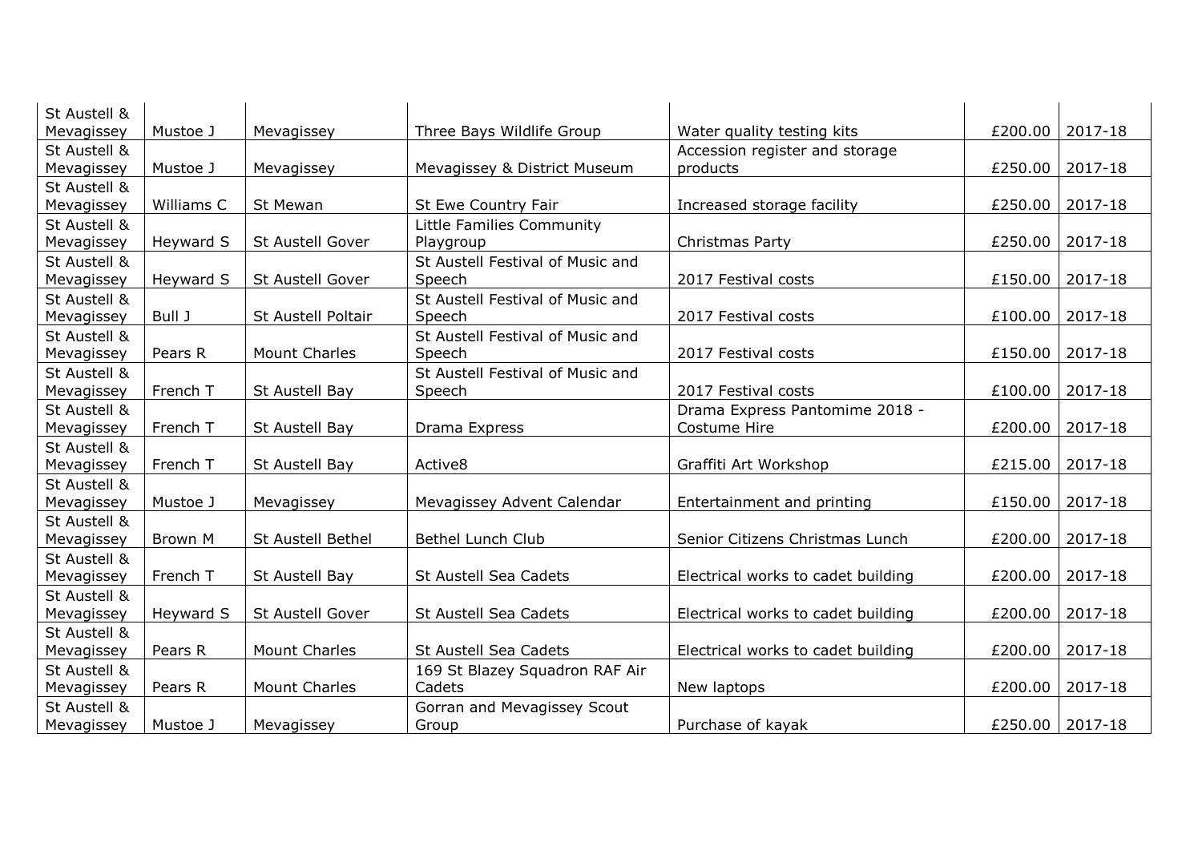| | | | | | | |
|---|---|---|---|---|---|---|
| St Austell & Mevagissey | Mustoe J | Mevagissey | Three Bays Wildlife Group | Water quality testing kits | £200.00 | 2017-18 |
| St Austell & Mevagissey | Mustoe J | Mevagissey | Mevagissey & District Museum | Accession register and storage products | £250.00 | 2017-18 |
| St Austell & Mevagissey | Williams C | St Mewan | St Ewe Country Fair | Increased storage facility | £250.00 | 2017-18 |
| St Austell & Mevagissey | Heyward S | St Austell Gover | Little Families Community Playgroup | Christmas Party | £250.00 | 2017-18 |
| St Austell & Mevagissey | Heyward S | St Austell Gover | St Austell Festival of Music and Speech | 2017 Festival costs | £150.00 | 2017-18 |
| St Austell & Mevagissey | Bull J | St Austell Poltair | St Austell Festival of Music and Speech | 2017 Festival costs | £100.00 | 2017-18 |
| St Austell & Mevagissey | Pears R | Mount Charles | St Austell Festival of Music and Speech | 2017 Festival costs | £150.00 | 2017-18 |
| St Austell & Mevagissey | French T | St Austell Bay | St Austell Festival of Music and Speech | 2017 Festival costs | £100.00 | 2017-18 |
| St Austell & Mevagissey | French T | St Austell Bay | Drama Express | Drama Express Pantomime 2018 - Costume Hire | £200.00 | 2017-18 |
| St Austell & Mevagissey | French T | St Austell Bay | Active8 | Graffiti Art Workshop | £215.00 | 2017-18 |
| St Austell & Mevagissey | Mustoe J | Mevagissey | Mevagissey Advent Calendar | Entertainment and printing | £150.00 | 2017-18 |
| St Austell & Mevagissey | Brown M | St Austell Bethel | Bethel Lunch Club | Senior Citizens Christmas Lunch | £200.00 | 2017-18 |
| St Austell & Mevagissey | French T | St Austell Bay | St Austell Sea Cadets | Electrical works to cadet building | £200.00 | 2017-18 |
| St Austell & Mevagissey | Heyward S | St Austell Gover | St Austell Sea Cadets | Electrical works to cadet building | £200.00 | 2017-18 |
| St Austell & Mevagissey | Pears R | Mount Charles | St Austell Sea Cadets | Electrical works to cadet building | £200.00 | 2017-18 |
| St Austell & Mevagissey | Pears R | Mount Charles | 169 St Blazey Squadron RAF Air Cadets | New laptops | £200.00 | 2017-18 |
| St Austell & Mevagissey | Mustoe J | Mevagissey | Gorran and Mevagissey Scout Group | Purchase of kayak | £250.00 | 2017-18 |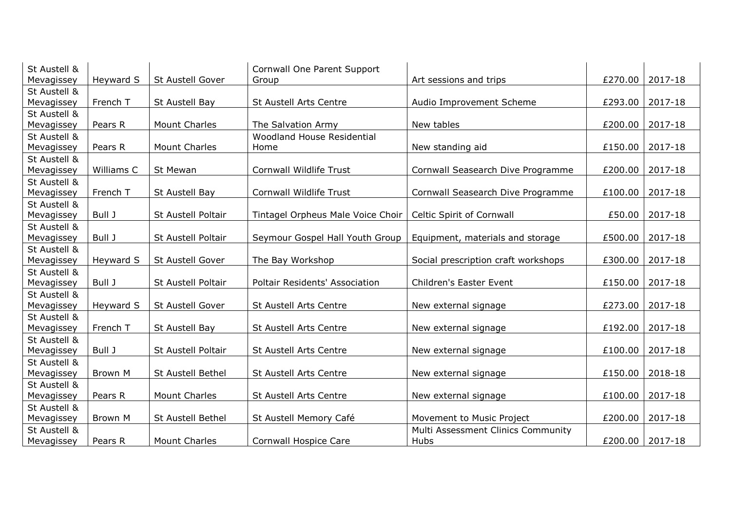| | | | | | | |
|---|---|---|---|---|---|---|
| St Austell & Mevagissey | Heyward S | St Austell Gover | Cornwall One Parent Support Group | Art sessions and trips | £270.00 | 2017-18 |
| St Austell & Mevagissey | French T | St Austell Bay | St Austell Arts Centre | Audio Improvement Scheme | £293.00 | 2017-18 |
| St Austell & Mevagissey | Pears R | Mount Charles | The Salvation Army | New tables | £200.00 | 2017-18 |
| St Austell & Mevagissey | Pears R | Mount Charles | Woodland House Residential Home | New standing aid | £150.00 | 2017-18 |
| St Austell & Mevagissey | Williams C | St Mewan | Cornwall Wildlife Trust | Cornwall Seasearch Dive Programme | £200.00 | 2017-18 |
| St Austell & Mevagissey | French T | St Austell Bay | Cornwall Wildlife Trust | Cornwall Seasearch Dive Programme | £100.00 | 2017-18 |
| St Austell & Mevagissey | Bull J | St Austell Poltair | Tintagel Orpheus Male Voice Choir | Celtic Spirit of Cornwall | £50.00 | 2017-18 |
| St Austell & Mevagissey | Bull J | St Austell Poltair | Seymour Gospel Hall Youth Group | Equipment, materials and storage | £500.00 | 2017-18 |
| St Austell & Mevagissey | Heyward S | St Austell Gover | The Bay Workshop | Social prescription craft workshops | £300.00 | 2017-18 |
| St Austell & Mevagissey | Bull J | St Austell Poltair | Poltair Residents' Association | Children's Easter Event | £150.00 | 2017-18 |
| St Austell & Mevagissey | Heyward S | St Austell Gover | St Austell Arts Centre | New external signage | £273.00 | 2017-18 |
| St Austell & Mevagissey | French T | St Austell Bay | St Austell Arts Centre | New external signage | £192.00 | 2017-18 |
| St Austell & Mevagissey | Bull J | St Austell Poltair | St Austell Arts Centre | New external signage | £100.00 | 2017-18 |
| St Austell & Mevagissey | Brown M | St Austell Bethel | St Austell Arts Centre | New external signage | £150.00 | 2018-18 |
| St Austell & Mevagissey | Pears R | Mount Charles | St Austell Arts Centre | New external signage | £100.00 | 2017-18 |
| St Austell & Mevagissey | Brown M | St Austell Bethel | St Austell Memory Café | Movement to Music Project | £200.00 | 2017-18 |
| St Austell & Mevagissey | Pears R | Mount Charles | Cornwall Hospice Care | Multi Assessment Clinics Community Hubs | £200.00 | 2017-18 |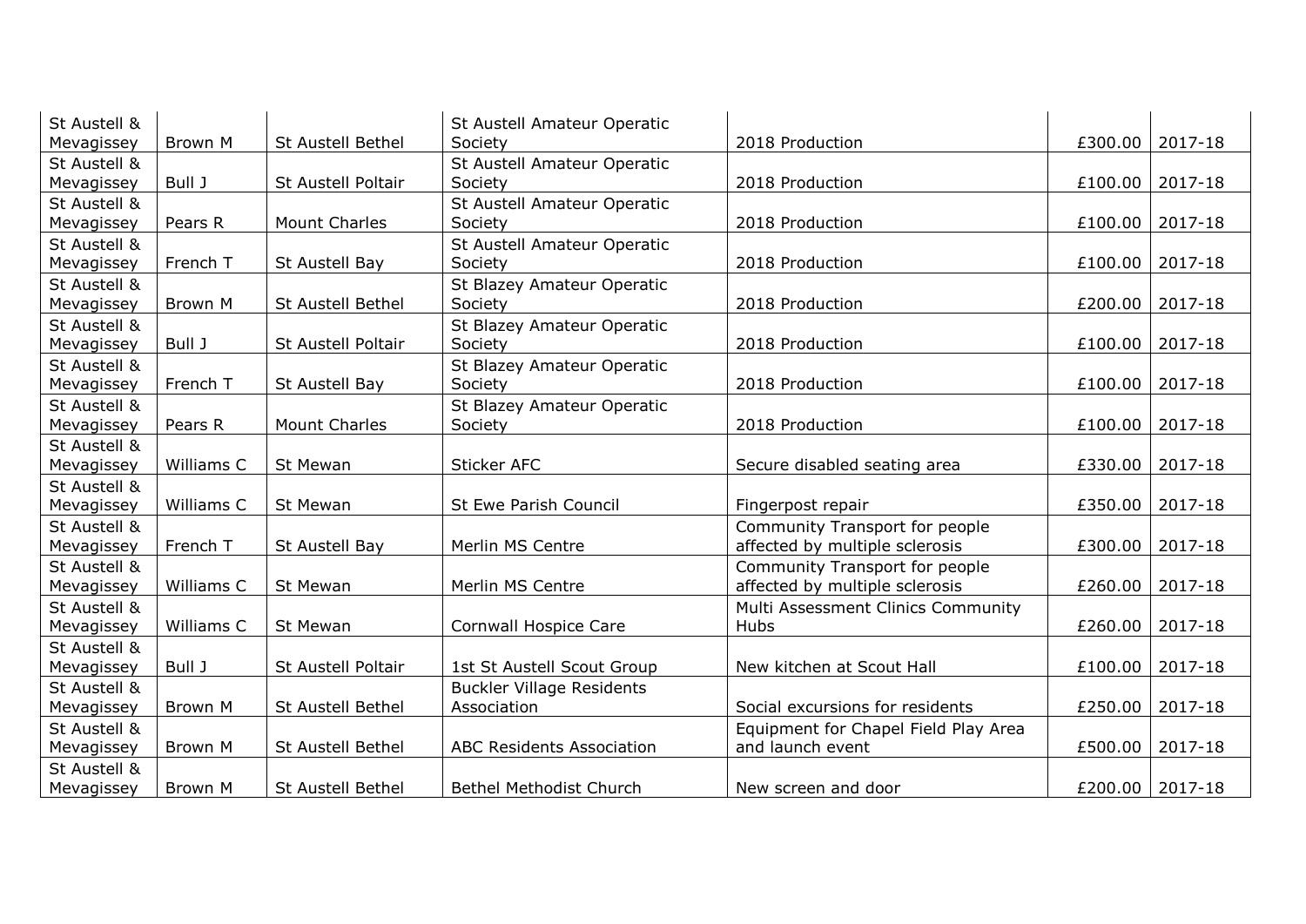| | | | | | | |
|---|---|---|---|---|---|---|
| St Austell & Mevagissey | Brown M | St Austell Bethel | St Austell Amateur Operatic Society | 2018 Production | £300.00 | 2017-18 |
| St Austell & Mevagissey | Bull J | St Austell Poltair | St Austell Amateur Operatic Society | 2018 Production | £100.00 | 2017-18 |
| St Austell & Mevagissey | Pears R | Mount Charles | St Austell Amateur Operatic Society | 2018 Production | £100.00 | 2017-18 |
| St Austell & Mevagissey | French T | St Austell Bay | St Austell Amateur Operatic Society | 2018 Production | £100.00 | 2017-18 |
| St Austell & Mevagissey | Brown M | St Austell Bethel | St Blazey Amateur Operatic Society | 2018 Production | £200.00 | 2017-18 |
| St Austell & Mevagissey | Bull J | St Austell Poltair | St Blazey Amateur Operatic Society | 2018 Production | £100.00 | 2017-18 |
| St Austell & Mevagissey | French T | St Austell Bay | St Blazey Amateur Operatic Society | 2018 Production | £100.00 | 2017-18 |
| St Austell & Mevagissey | Pears R | Mount Charles | St Blazey Amateur Operatic Society | 2018 Production | £100.00 | 2017-18 |
| St Austell & Mevagissey | Williams C | St Mewan | Sticker AFC | Secure disabled seating area | £330.00 | 2017-18 |
| St Austell & Mevagissey | Williams C | St Mewan | St Ewe Parish Council | Fingerpost repair | £350.00 | 2017-18 |
| St Austell & Mevagissey | French T | St Austell Bay | Merlin MS Centre | Community Transport for people affected by multiple sclerosis | £300.00 | 2017-18 |
| St Austell & Mevagissey | Williams C | St Mewan | Merlin MS Centre | Community Transport for people affected by multiple sclerosis | £260.00 | 2017-18 |
| St Austell & Mevagissey | Williams C | St Mewan | Cornwall Hospice Care | Multi Assessment Clinics Community Hubs | £260.00 | 2017-18 |
| St Austell & Mevagissey | Bull J | St Austell Poltair | 1st St Austell Scout Group | New kitchen at Scout Hall | £100.00 | 2017-18 |
| St Austell & Mevagissey | Brown M | St Austell Bethel | Buckler Village Residents Association | Social excursions for residents | £250.00 | 2017-18 |
| St Austell & Mevagissey | Brown M | St Austell Bethel | ABC Residents Association | Equipment for Chapel Field Play Area and launch event | £500.00 | 2017-18 |
| St Austell & Mevagissey | Brown M | St Austell Bethel | Bethel Methodist Church | New screen and door | £200.00 | 2017-18 |